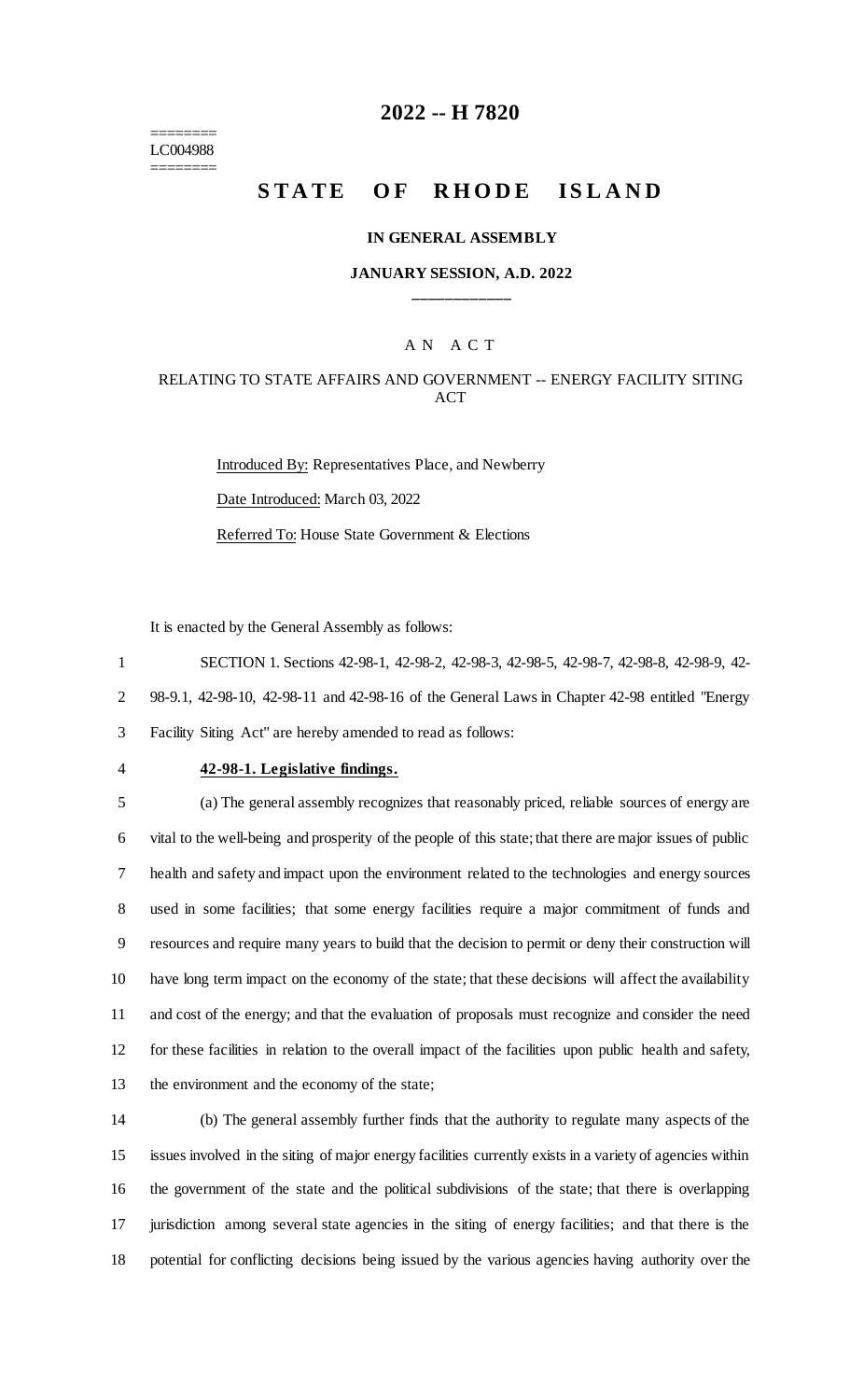========
LC004988
========

# 2022 -- H 7820

## STATE OF RHODE ISLAND

### IN GENERAL ASSEMBLY

### JANUARY SESSION, A.D. 2022

\_\_\_\_\_\_\_\_\_\_\_\_

A N A C T

RELATING TO STATE AFFAIRS AND GOVERNMENT -- ENERGY FACILITY SITING ACT

Introduced By: Representatives Place, and Newberry

Date Introduced: March 03, 2022

Referred To: House State Government & Elections

It is enacted by the General Assembly as follows:

1 SECTION 1. Sections 42-98-1, 42-98-2, 42-98-3, 42-98-5, 42-98-7, 42-98-8, 42-98-9, 42-
2 98-9.1, 42-98-10, 42-98-11 and 42-98-16 of the General Laws in Chapter 42-98 entitled "Energy
3 Facility Siting Act" are hereby amended to read as follows:

4 **42-98-1. Legislative findings.**

5 (a) The general assembly recognizes that reasonably priced, reliable sources of energy are
6 vital to the well-being and prosperity of the people of this state; that there are major issues of public
7 health and safety and impact upon the environment related to the technologies and energy sources
8 used in some facilities; that some energy facilities require a major commitment of funds and
9 resources and require many years to build that the decision to permit or deny their construction will
10 have long term impact on the economy of the state; that these decisions will affect the availability
11 and cost of the energy; and that the evaluation of proposals must recognize and consider the need
12 for these facilities in relation to the overall impact of the facilities upon public health and safety,
13 the environment and the economy of the state;

14 (b) The general assembly further finds that the authority to regulate many aspects of the
15 issues involved in the siting of major energy facilities currently exists in a variety of agencies within
16 the government of the state and the political subdivisions of the state; that there is overlapping
17 jurisdiction among several state agencies in the siting of energy facilities; and that there is the
18 potential for conflicting decisions being issued by the various agencies having authority over the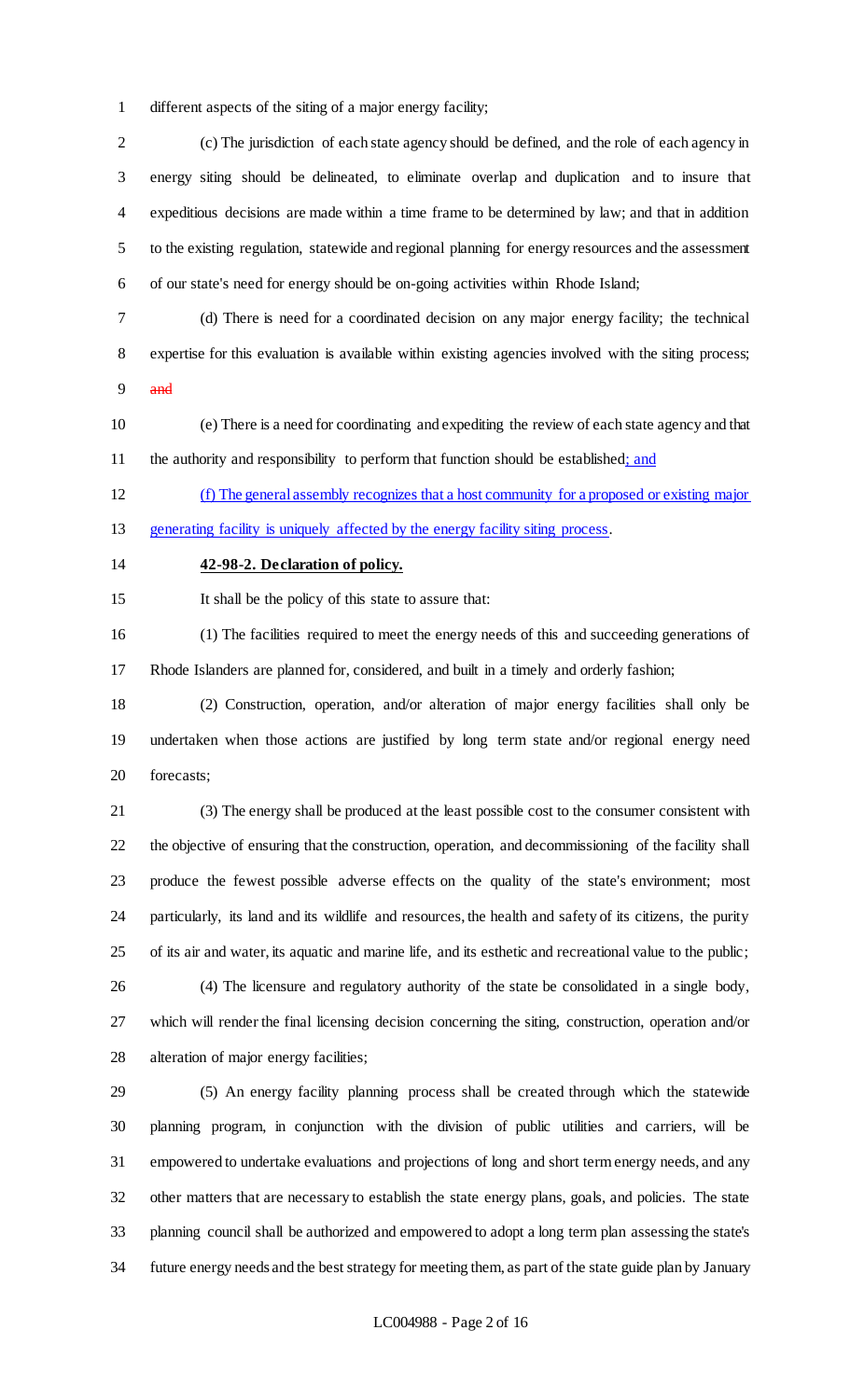different aspects of the siting of a major energy facility;

(c) The jurisdiction of each state agency should be defined, and the role of each agency in energy siting should be delineated, to eliminate overlap and duplication and to insure that expeditious decisions are made within a time frame to be determined by law; and that in addition to the existing regulation, statewide and regional planning for energy resources and the assessment of our state's need for energy should be on-going activities within Rhode Island;

(d) There is need for a coordinated decision on any major energy facility; the technical expertise for this evaluation is available within existing agencies involved with the siting process; ~~and~~

(e) There is a need for coordinating and expediting the review of each state agency and that the authority and responsibility to perform that function should be established<u>; and</u>

<u>(f) The general assembly recognizes that a host community for a proposed or existing major generating facility is uniquely affected by the energy facility siting process</u>.

**42-98-2. Declaration of policy.**

It shall be the policy of this state to assure that:

(1) The facilities required to meet the energy needs of this and succeeding generations of Rhode Islanders are planned for, considered, and built in a timely and orderly fashion;

(2) Construction, operation, and/or alteration of major energy facilities shall only be undertaken when those actions are justified by long term state and/or regional energy need forecasts;

(3) The energy shall be produced at the least possible cost to the consumer consistent with the objective of ensuring that the construction, operation, and decommissioning of the facility shall produce the fewest possible adverse effects on the quality of the state's environment; most particularly, its land and its wildlife and resources, the health and safety of its citizens, the purity of its air and water, its aquatic and marine life, and its esthetic and recreational value to the public;

(4) The licensure and regulatory authority of the state be consolidated in a single body, which will render the final licensing decision concerning the siting, construction, operation and/or alteration of major energy facilities;

(5) An energy facility planning process shall be created through which the statewide planning program, in conjunction with the division of public utilities and carriers, will be empowered to undertake evaluations and projections of long and short term energy needs, and any other matters that are necessary to establish the state energy plans, goals, and policies. The state planning council shall be authorized and empowered to adopt a long term plan assessing the state's future energy needs and the best strategy for meeting them, as part of the state guide plan by January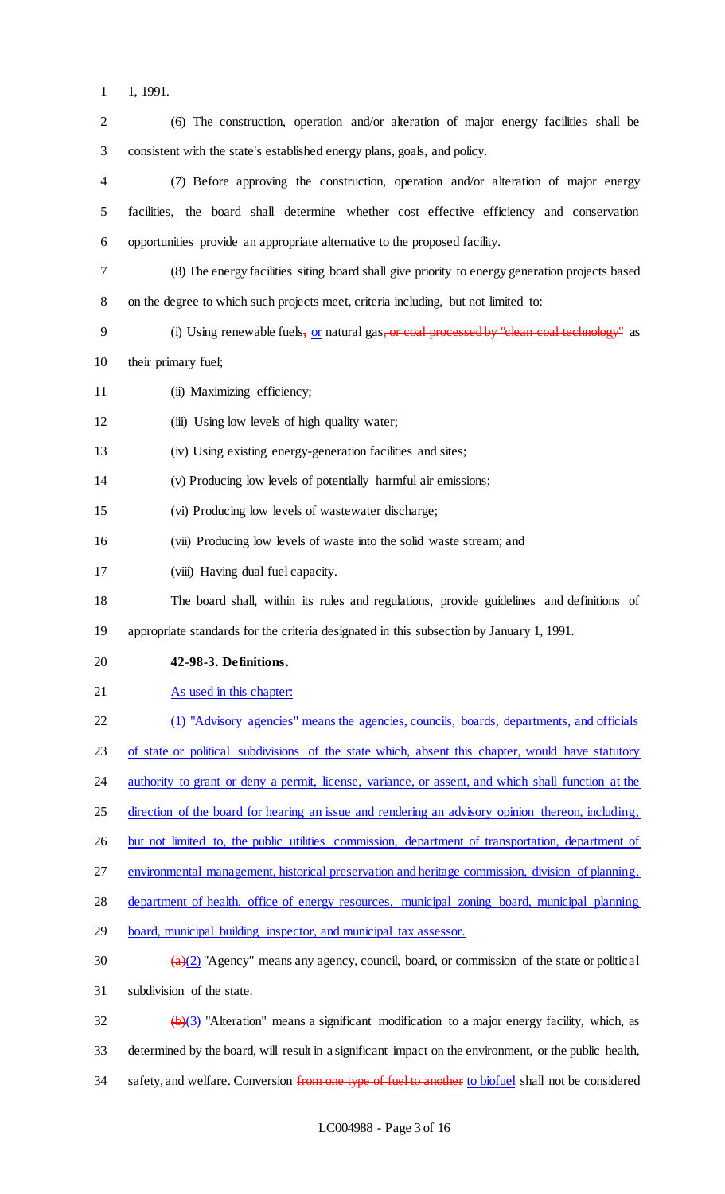1, 1991.

(6) The construction, operation and/or alteration of major energy facilities shall be consistent with the state's established energy plans, goals, and policy.

(7) Before approving the construction, operation and/or alteration of major energy facilities, the board shall determine whether cost effective efficiency and conservation opportunities provide an appropriate alternative to the proposed facility.

(8) The energy facilities siting board shall give priority to energy generation projects based on the degree to which such projects meet, criteria including, but not limited to:

(i) Using renewable fuels~~,~~ or natural gas~~, or coal processed by "clean coal technology"~~ as their primary fuel;

(ii) Maximizing efficiency;

(iii) Using low levels of high quality water;

(iv) Using existing energy-generation facilities and sites;

(v) Producing low levels of potentially harmful air emissions;

(vi) Producing low levels of wastewater discharge;

(vii) Producing low levels of waste into the solid waste stream; and

(viii) Having dual fuel capacity.

The board shall, within its rules and regulations, provide guidelines and definitions of appropriate standards for the criteria designated in this subsection by January 1, 1991.

**42-98-3. Definitions.**

As used in this chapter:

(1) "Advisory agencies" means the agencies, councils, boards, departments, and officials of state or political subdivisions of the state which, absent this chapter, would have statutory authority to grant or deny a permit, license, variance, or assent, and which shall function at the direction of the board for hearing an issue and rendering an advisory opinion thereon, including, but not limited to, the public utilities commission, department of transportation, department of environmental management, historical preservation and heritage commission, division of planning, department of health, office of energy resources, municipal zoning board, municipal planning board, municipal building inspector, and municipal tax assessor.

~~(a)~~(2) "Agency" means any agency, council, board, or commission of the state or political subdivision of the state.

~~(b)~~(3) "Alteration" means a significant modification to a major energy facility, which, as determined by the board, will result in a significant impact on the environment, or the public health, safety, and welfare. Conversion ~~from one type of fuel to another~~ to biofuel shall not be considered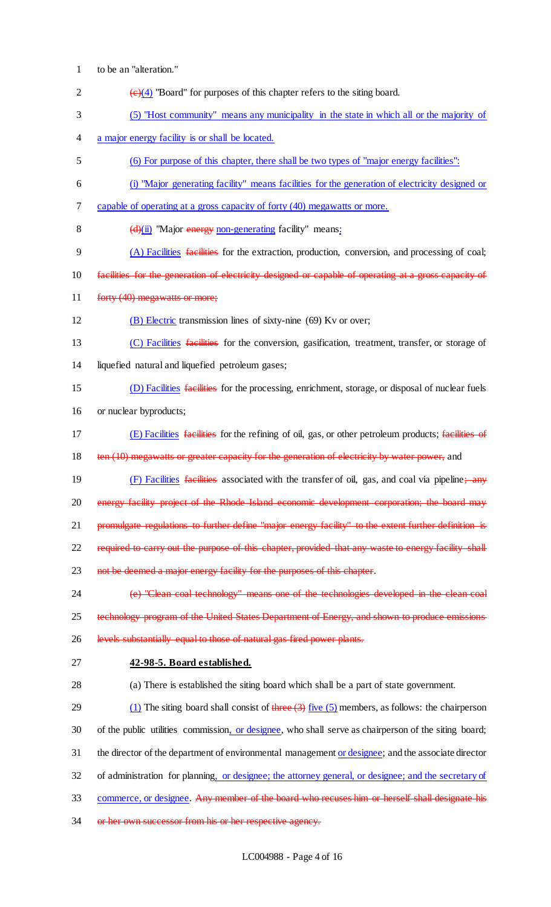to be an "alteration."

~~(c)~~(4) "Board" for purposes of this chapter refers to the siting board.

(5) "Host community" means any municipality in the state in which all or the majority of a major energy facility is or shall be located.

(6) For purpose of this chapter, there shall be two types of "major energy facilities":

(i) "Major generating facility" means facilities for the generation of electricity designed or capable of operating at a gross capacity of forty (40) megawatts or more.

~~(d)~~(ii) "Major ~~energy~~ non-generating facility" means:

(A) Facilities ~~facilities~~ for the extraction, production, conversion, and processing of coal; ~~facilities for the generation of electricity designed or capable of operating at a gross capacity of forty (40) megawatts or more;~~

(B) Electric transmission lines of sixty-nine (69) Kv or over;

(C) Facilities ~~facilities~~ for the conversion, gasification, treatment, transfer, or storage of liquefied natural and liquefied petroleum gases;

(D) Facilities ~~facilities~~ for the processing, enrichment, storage, or disposal of nuclear fuels or nuclear byproducts;

(E) Facilities ~~facilities~~ for the refining of oil, gas, or other petroleum products; ~~facilities of ten (10) megawatts or greater capacity for the generation of electricity by water power,~~ and

(F) Facilities ~~facilities~~ associated with the transfer of oil, gas, and coal via pipeline~~; any energy facility project of the Rhode Island economic development corporation; the board may promulgate regulations to further define "major energy facility" to the extent further definition is required to carry out the purpose of this chapter, provided that any waste to energy facility shall not be deemed a major energy facility for the purposes of this chapter~~.

~~(e) "Clean coal technology" means one of the technologies developed in the clean coal technology program of the United States Department of Energy, and shown to produce emissions levels substantially equal to those of natural gas fired power plants.~~

**42-98-5. Board established.**

(a) There is established the siting board which shall be a part of state government.

(1) The siting board shall consist of ~~three (3)~~ five (5) members, as follows: the chairperson of the public utilities commission, or designee, who shall serve as chairperson of the siting board; the director of the department of environmental management or designee; and the associate director of administration for planning, or designee; the attorney general, or designee; and the secretary of commerce, or designee. ~~Any member of the board who recuses him or herself shall designate his or her own successor from his or her respective agency.~~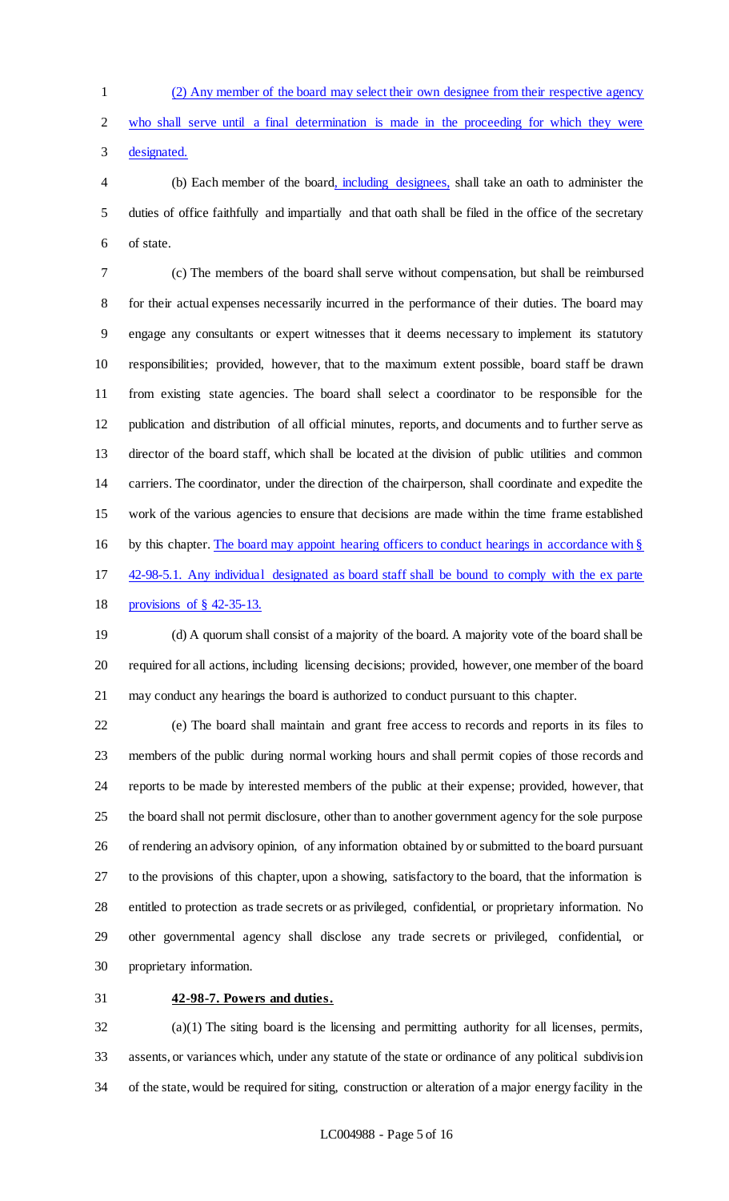(2) Any member of the board may select their own designee from their respective agency who shall serve until a final determination is made in the proceeding for which they were designated.

(b) Each member of the board, including designees, shall take an oath to administer the duties of office faithfully and impartially and that oath shall be filed in the office of the secretary of state.

(c) The members of the board shall serve without compensation, but shall be reimbursed for their actual expenses necessarily incurred in the performance of their duties. The board may engage any consultants or expert witnesses that it deems necessary to implement its statutory responsibilities; provided, however, that to the maximum extent possible, board staff be drawn from existing state agencies. The board shall select a coordinator to be responsible for the publication and distribution of all official minutes, reports, and documents and to further serve as director of the board staff, which shall be located at the division of public utilities and common carriers. The coordinator, under the direction of the chairperson, shall coordinate and expedite the work of the various agencies to ensure that decisions are made within the time frame established by this chapter. The board may appoint hearing officers to conduct hearings in accordance with § 42-98-5.1. Any individual designated as board staff shall be bound to comply with the ex parte provisions of § 42-35-13.

(d) A quorum shall consist of a majority of the board. A majority vote of the board shall be required for all actions, including licensing decisions; provided, however, one member of the board may conduct any hearings the board is authorized to conduct pursuant to this chapter.

(e) The board shall maintain and grant free access to records and reports in its files to members of the public during normal working hours and shall permit copies of those records and reports to be made by interested members of the public at their expense; provided, however, that the board shall not permit disclosure, other than to another government agency for the sole purpose of rendering an advisory opinion, of any information obtained by or submitted to the board pursuant to the provisions of this chapter, upon a showing, satisfactory to the board, that the information is entitled to protection as trade secrets or as privileged, confidential, or proprietary information. No other governmental agency shall disclose any trade secrets or privileged, confidential, or proprietary information.

**42-98-7. Powers and duties.**

(a)(1) The siting board is the licensing and permitting authority for all licenses, permits, assents, or variances which, under any statute of the state or ordinance of any political subdivision of the state, would be required for siting, construction or alteration of a major energy facility in the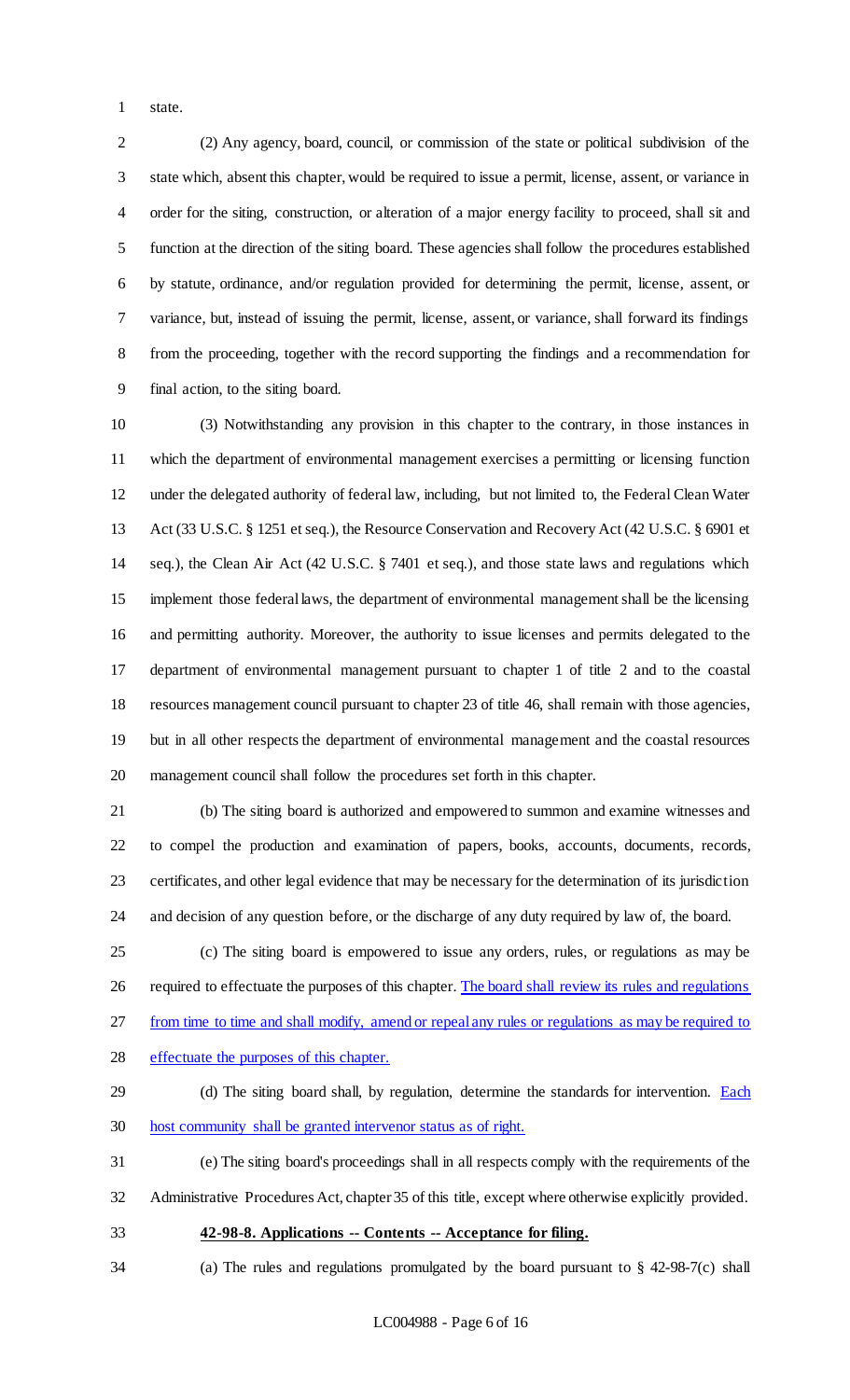state.

(2) Any agency, board, council, or commission of the state or political subdivision of the state which, absent this chapter, would be required to issue a permit, license, assent, or variance in order for the siting, construction, or alteration of a major energy facility to proceed, shall sit and function at the direction of the siting board. These agencies shall follow the procedures established by statute, ordinance, and/or regulation provided for determining the permit, license, assent, or variance, but, instead of issuing the permit, license, assent, or variance, shall forward its findings from the proceeding, together with the record supporting the findings and a recommendation for final action, to the siting board.

(3) Notwithstanding any provision in this chapter to the contrary, in those instances in which the department of environmental management exercises a permitting or licensing function under the delegated authority of federal law, including, but not limited to, the Federal Clean Water Act (33 U.S.C. § 1251 et seq.), the Resource Conservation and Recovery Act (42 U.S.C. § 6901 et seq.), the Clean Air Act (42 U.S.C. § 7401 et seq.), and those state laws and regulations which implement those federal laws, the department of environmental management shall be the licensing and permitting authority. Moreover, the authority to issue licenses and permits delegated to the department of environmental management pursuant to chapter 1 of title 2 and to the coastal resources management council pursuant to chapter 23 of title 46, shall remain with those agencies, but in all other respects the department of environmental management and the coastal resources management council shall follow the procedures set forth in this chapter.

(b) The siting board is authorized and empowered to summon and examine witnesses and to compel the production and examination of papers, books, accounts, documents, records, certificates, and other legal evidence that may be necessary for the determination of its jurisdiction and decision of any question before, or the discharge of any duty required by law of, the board.

(c) The siting board is empowered to issue any orders, rules, or regulations as may be required to effectuate the purposes of this chapter. <u>The board shall review its rules and regulations from time to time and shall modify, amend or repeal any rules or regulations as may be required to effectuate the purposes of this chapter.</u>

(d) The siting board shall, by regulation, determine the standards for intervention. <u>Each host community shall be granted intervenor status as of right.</u>

(e) The siting board's proceedings shall in all respects comply with the requirements of the Administrative Procedures Act, chapter 35 of this title, except where otherwise explicitly provided.

**<u>42-98-8. Applications -- Contents -- Acceptance for filing.</u>**

(a) The rules and regulations promulgated by the board pursuant to § 42-98-7(c) shall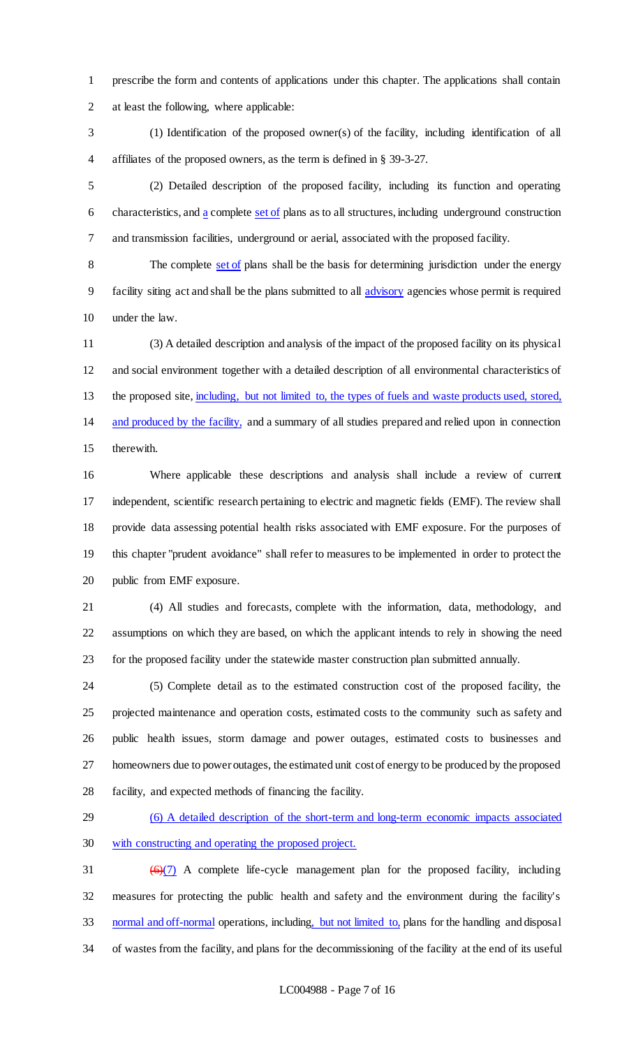prescribe the form and contents of applications under this chapter. The applications shall contain at least the following, where applicable:

(1) Identification of the proposed owner(s) of the facility, including identification of all affiliates of the proposed owners, as the term is defined in § 39-3-27.

(2) Detailed description of the proposed facility, including its function and operating characteristics, and a complete set of plans as to all structures, including underground construction and transmission facilities, underground or aerial, associated with the proposed facility.

The complete set of plans shall be the basis for determining jurisdiction under the energy facility siting act and shall be the plans submitted to all advisory agencies whose permit is required under the law.

(3) A detailed description and analysis of the impact of the proposed facility on its physical and social environment together with a detailed description of all environmental characteristics of the proposed site, including, but not limited to, the types of fuels and waste products used, stored, and produced by the facility, and a summary of all studies prepared and relied upon in connection therewith.

Where applicable these descriptions and analysis shall include a review of current independent, scientific research pertaining to electric and magnetic fields (EMF). The review shall provide data assessing potential health risks associated with EMF exposure. For the purposes of this chapter "prudent avoidance" shall refer to measures to be implemented in order to protect the public from EMF exposure.

(4) All studies and forecasts, complete with the information, data, methodology, and assumptions on which they are based, on which the applicant intends to rely in showing the need for the proposed facility under the statewide master construction plan submitted annually.

(5) Complete detail as to the estimated construction cost of the proposed facility, the projected maintenance and operation costs, estimated costs to the community such as safety and public health issues, storm damage and power outages, estimated costs to businesses and homeowners due to power outages, the estimated unit cost of energy to be produced by the proposed facility, and expected methods of financing the facility.

(6) A detailed description of the short-term and long-term economic impacts associated with constructing and operating the proposed project.

~~(6)~~(7) A complete life-cycle management plan for the proposed facility, including measures for protecting the public health and safety and the environment during the facility's normal and off-normal operations, including, but not limited to, plans for the handling and disposal of wastes from the facility, and plans for the decommissioning of the facility at the end of its useful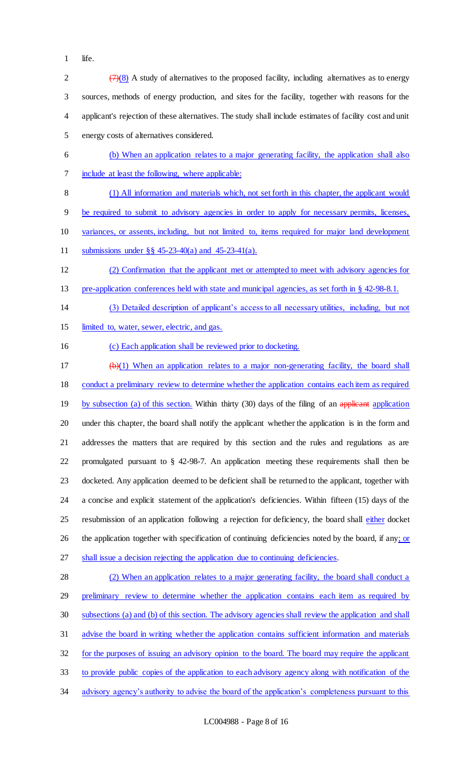life.

~~(7)~~(8) A study of alternatives to the proposed facility, including alternatives as to energy sources, methods of energy production, and sites for the facility, together with reasons for the applicant's rejection of these alternatives. The study shall include estimates of facility cost and unit energy costs of alternatives considered.

<u>(b) When an application relates to a major generating facility, the application shall also include at least the following, where applicable:</u>

<u>(1) All information and materials which, not set forth in this chapter, the applicant would be required to submit to advisory agencies in order to apply for necessary permits, licenses, variances, or assents, including, but not limited to, items required for major land development submissions under §§ 45-23-40(a) and 45-23-41(a).</u>

<u>(2) Confirmation that the applicant met or attempted to meet with advisory agencies for pre-application conferences held with state and municipal agencies, as set forth in § 42-98-8.1.</u>

<u>(3) Detailed description of applicant's access to all necessary utilities, including, but not limited to, water, sewer, electric, and gas.</u>

<u>(c) Each application shall be reviewed prior to docketing.</u>

~~(b)~~(1) <u>When an application relates to a major non-generating facility, the board shall conduct a preliminary review to determine whether the application contains each item as required by subsection (a) of this section.</u> Within thirty (30) days of the filing of an ~~applicant~~ <u>application</u> under this chapter, the board shall notify the applicant whether the application is in the form and addresses the matters that are required by this section and the rules and regulations as are promulgated pursuant to § 42-98-7. An application meeting these requirements shall then be docketed. Any application deemed to be deficient shall be returned to the applicant, together with a concise and explicit statement of the application's deficiencies. Within fifteen (15) days of the resubmission of an application following a rejection for deficiency, the board shall <u>either</u> docket the application together with specification of continuing deficiencies noted by the board, if any<u>; or shall issue a decision rejecting the application due to continuing deficiencies</u>.

<u>(2) When an application relates to a major generating facility, the board shall conduct a preliminary review to determine whether the application contains each item as required by subsections (a) and (b) of this section. The advisory agencies shall review the application and shall advise the board in writing whether the application contains sufficient information and materials for the purposes of issuing an advisory opinion to the board. The board may require the applicant to provide public copies of the application to each advisory agency along with notification of the advisory agency's authority to advise the board of the application's completeness pursuant to this</u>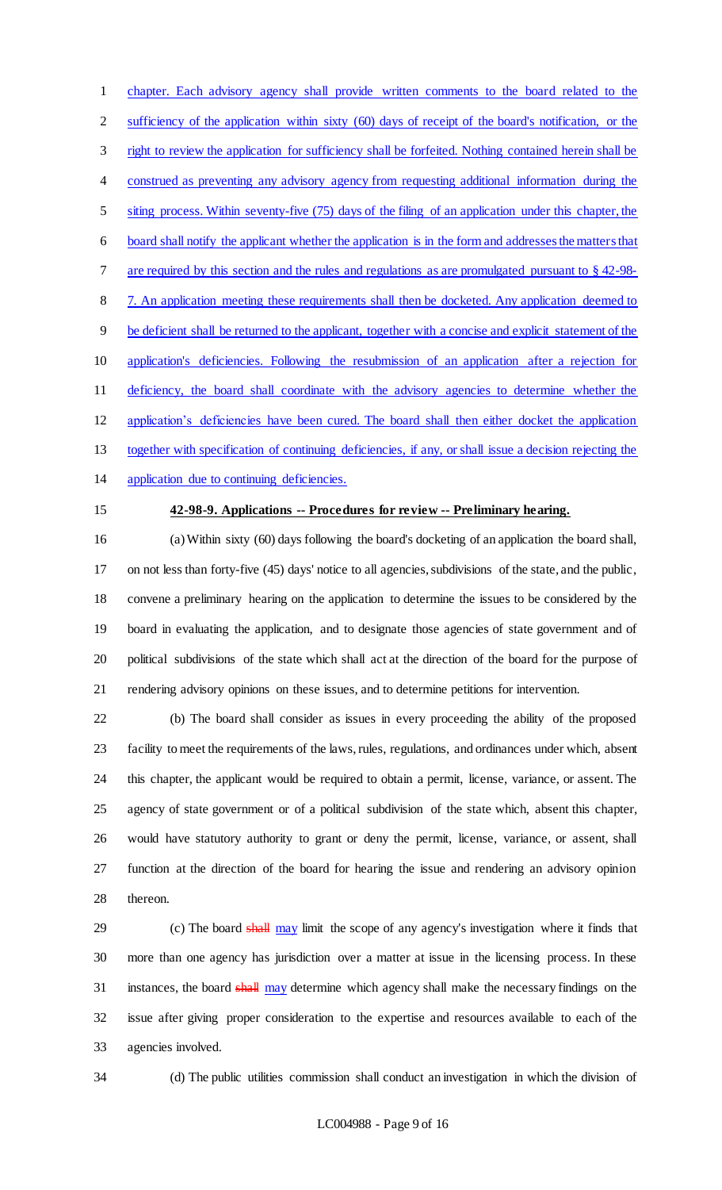chapter. Each advisory agency shall provide written comments to the board related to the sufficiency of the application within sixty (60) days of receipt of the board's notification, or the right to review the application for sufficiency shall be forfeited. Nothing contained herein shall be construed as preventing any advisory agency from requesting additional information during the siting process. Within seventy-five (75) days of the filing of an application under this chapter, the board shall notify the applicant whether the application is in the form and addresses the matters that are required by this section and the rules and regulations as are promulgated pursuant to § 42-98-7. An application meeting these requirements shall then be docketed. Any application deemed to be deficient shall be returned to the applicant, together with a concise and explicit statement of the application's deficiencies. Following the resubmission of an application after a rejection for deficiency, the board shall coordinate with the advisory agencies to determine whether the application's deficiencies have been cured. The board shall then either docket the application together with specification of continuing deficiencies, if any, or shall issue a decision rejecting the application due to continuing deficiencies.

**42-98-9. Applications -- Procedures for review -- Preliminary hearing.**

(a) Within sixty (60) days following the board's docketing of an application the board shall, on not less than forty-five (45) days' notice to all agencies, subdivisions of the state, and the public, convene a preliminary hearing on the application to determine the issues to be considered by the board in evaluating the application, and to designate those agencies of state government and of political subdivisions of the state which shall act at the direction of the board for the purpose of rendering advisory opinions on these issues, and to determine petitions for intervention.

(b) The board shall consider as issues in every proceeding the ability of the proposed facility to meet the requirements of the laws, rules, regulations, and ordinances under which, absent this chapter, the applicant would be required to obtain a permit, license, variance, or assent. The agency of state government or of a political subdivision of the state which, absent this chapter, would have statutory authority to grant or deny the permit, license, variance, or assent, shall function at the direction of the board for hearing the issue and rendering an advisory opinion thereon.

(c) The board ~~shall~~ may limit the scope of any agency's investigation where it finds that more than one agency has jurisdiction over a matter at issue in the licensing process. In these instances, the board ~~shall~~ may determine which agency shall make the necessary findings on the issue after giving proper consideration to the expertise and resources available to each of the agencies involved.

(d) The public utilities commission shall conduct an investigation in which the division of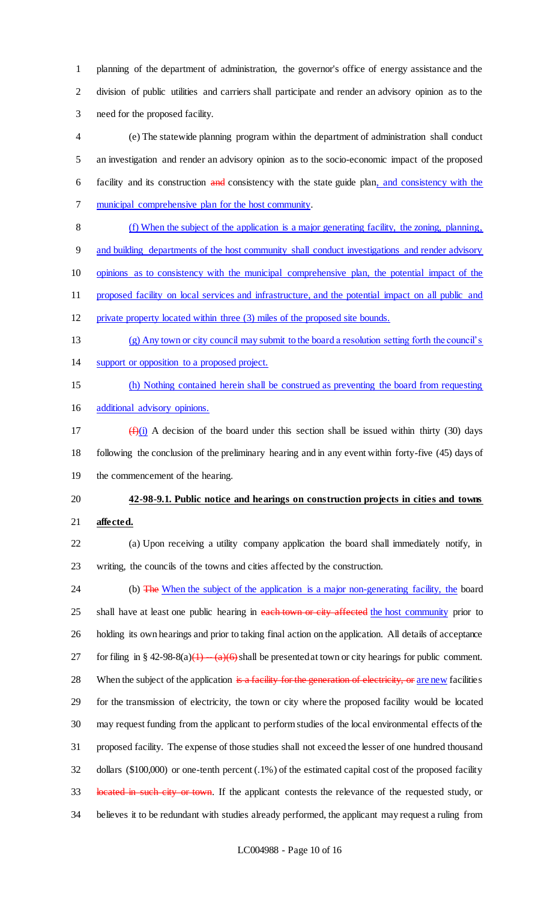planning of the department of administration, the governor's office of energy assistance and the division of public utilities and carriers shall participate and render an advisory opinion as to the need for the proposed facility.

(e) The statewide planning program within the department of administration shall conduct an investigation and render an advisory opinion as to the socio-economic impact of the proposed facility and its construction ~~and~~ consistency with the state guide plan, and consistency with the municipal comprehensive plan for the host community.

(f) When the subject of the application is a major generating facility, the zoning, planning, and building departments of the host community shall conduct investigations and render advisory opinions as to consistency with the municipal comprehensive plan, the potential impact of the proposed facility on local services and infrastructure, and the potential impact on all public and private property located within three (3) miles of the proposed site bounds.

(g) Any town or city council may submit to the board a resolution setting forth the council's support or opposition to a proposed project.

(h) Nothing contained herein shall be construed as preventing the board from requesting additional advisory opinions.

~~(f)~~(i) A decision of the board under this section shall be issued within thirty (30) days following the conclusion of the preliminary hearing and in any event within forty-five (45) days of the commencement of the hearing.

**42-98-9.1. Public notice and hearings on construction projects in cities and towns affected.**

(a) Upon receiving a utility company application the board shall immediately notify, in writing, the councils of the towns and cities affected by the construction.

(b) ~~The~~ When the subject of the application is a major non-generating facility, the board shall have at least one public hearing in ~~each town or city affected~~ the host community prior to holding its own hearings and prior to taking final action on the application. All details of acceptance for filing in § 42-98-8(a)~~(1) -- (a)(6)~~ shall be presented at town or city hearings for public comment. When the subject of the application ~~is a facility for the generation of electricity, or~~ are new facilities for the transmission of electricity, the town or city where the proposed facility would be located may request funding from the applicant to perform studies of the local environmental effects of the proposed facility. The expense of those studies shall not exceed the lesser of one hundred thousand dollars ($100,000) or one-tenth percent (.1%) of the estimated capital cost of the proposed facility ~~located in such city or town~~. If the applicant contests the relevance of the requested study, or believes it to be redundant with studies already performed, the applicant may request a ruling from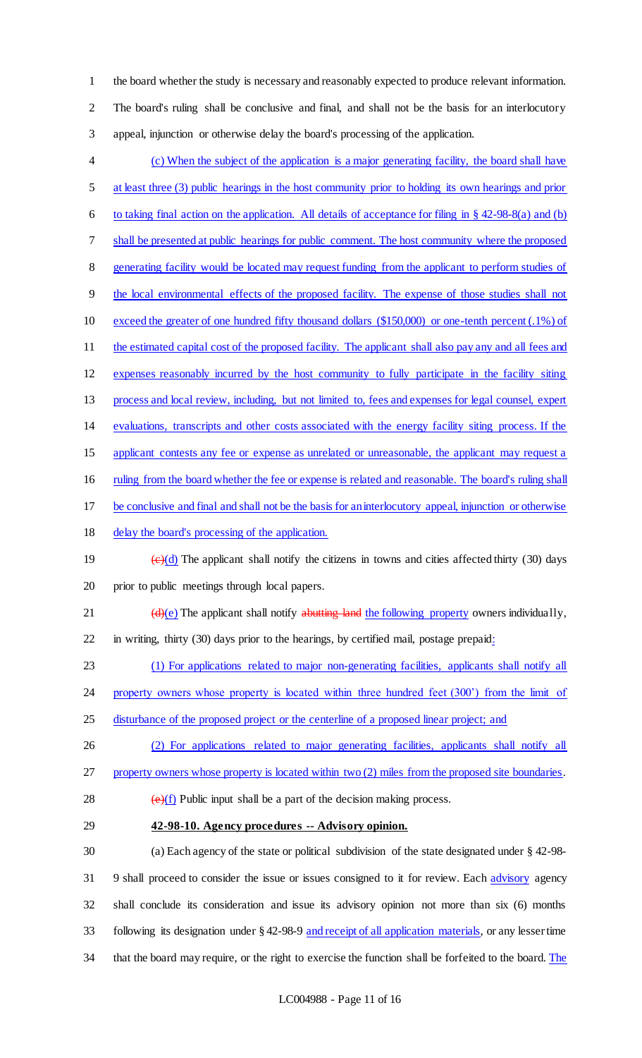the board whether the study is necessary and reasonably expected to produce relevant information. The board's ruling shall be conclusive and final, and shall not be the basis for an interlocutory appeal, injunction or otherwise delay the board's processing of the application.

(c) When the subject of the application is a major generating facility, the board shall have at least three (3) public hearings in the host community prior to holding its own hearings and prior to taking final action on the application. All details of acceptance for filing in § 42-98-8(a) and (b) shall be presented at public hearings for public comment. The host community where the proposed generating facility would be located may request funding from the applicant to perform studies of the local environmental effects of the proposed facility. The expense of those studies shall not exceed the greater of one hundred fifty thousand dollars ($150,000) or one-tenth percent (.1%) of the estimated capital cost of the proposed facility. The applicant shall also pay any and all fees and expenses reasonably incurred by the host community to fully participate in the facility siting process and local review, including, but not limited to, fees and expenses for legal counsel, expert evaluations, transcripts and other costs associated with the energy facility siting process. If the applicant contests any fee or expense as unrelated or unreasonable, the applicant may request a ruling from the board whether the fee or expense is related and reasonable. The board's ruling shall be conclusive and final and shall not be the basis for an interlocutory appeal, injunction or otherwise delay the board's processing of the application.

~~(c)~~(d) The applicant shall notify the citizens in towns and cities affected thirty (30) days prior to public meetings through local papers.

~~(d)~~(e) The applicant shall notify ~~abutting land~~ the following property owners individually, in writing, thirty (30) days prior to the hearings, by certified mail, postage prepaid:

(1) For applications related to major non-generating facilities, applicants shall notify all property owners whose property is located within three hundred feet (300') from the limit of disturbance of the proposed project or the centerline of a proposed linear project; and

(2) For applications related to major generating facilities, applicants shall notify all property owners whose property is located within two (2) miles from the proposed site boundaries.

~~(e)~~(f) Public input shall be a part of the decision making process.

**42-98-10. Agency procedures -- Advisory opinion.**

(a) Each agency of the state or political subdivision of the state designated under § 42-98-9 shall proceed to consider the issue or issues consigned to it for review. Each advisory agency shall conclude its consideration and issue its advisory opinion not more than six (6) months following its designation under § 42-98-9 and receipt of all application materials, or any lesser time that the board may require, or the right to exercise the function shall be forfeited to the board. The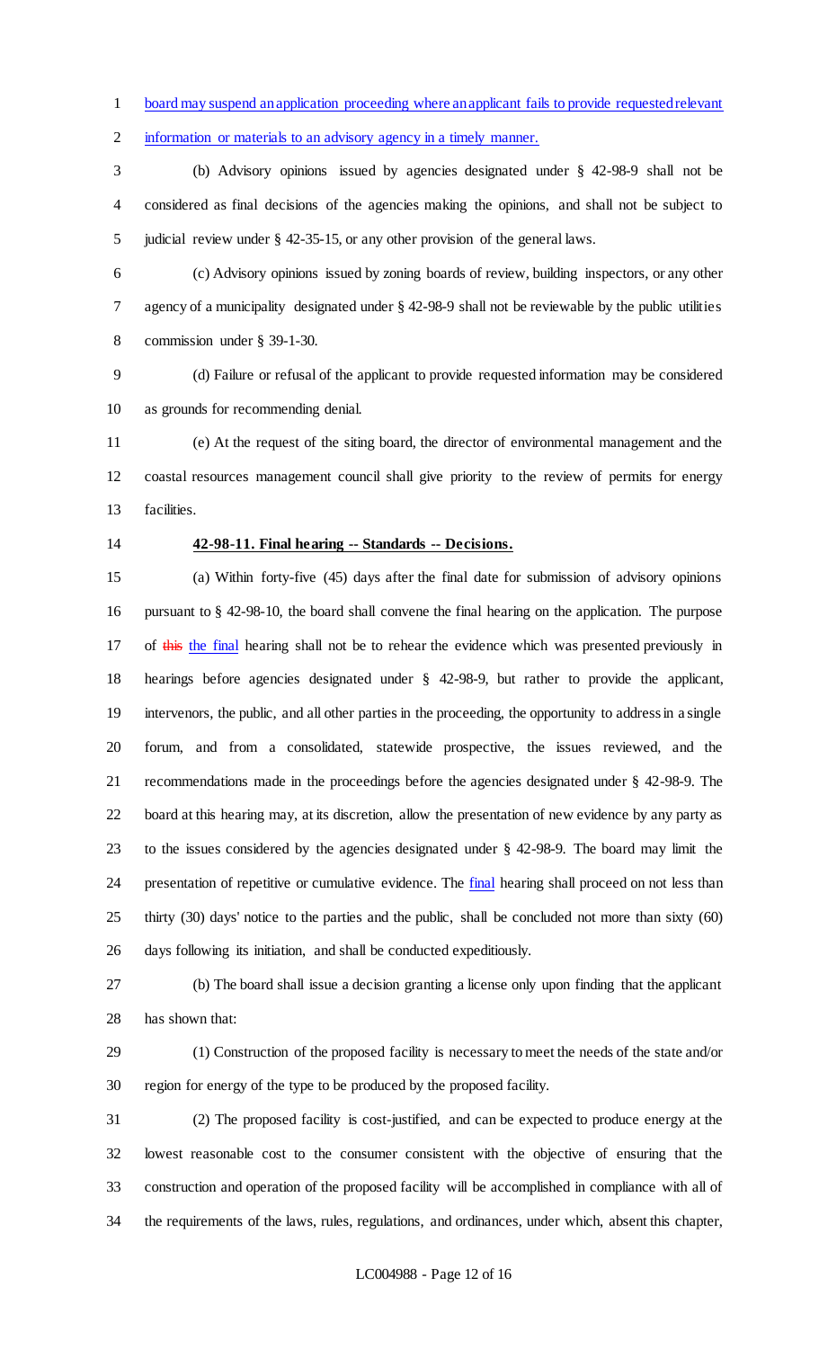board may suspend an application proceeding where an applicant fails to provide requested relevant information or materials to an advisory agency in a timely manner.

(b) Advisory opinions issued by agencies designated under § 42-98-9 shall not be considered as final decisions of the agencies making the opinions, and shall not be subject to judicial review under § 42-35-15, or any other provision of the general laws.

(c) Advisory opinions issued by zoning boards of review, building inspectors, or any other agency of a municipality designated under § 42-98-9 shall not be reviewable by the public utilities commission under § 39-1-30.

(d) Failure or refusal of the applicant to provide requested information may be considered as grounds for recommending denial.

(e) At the request of the siting board, the director of environmental management and the coastal resources management council shall give priority to the review of permits for energy facilities.

**42-98-11. Final hearing -- Standards -- Decisions.**

(a) Within forty-five (45) days after the final date for submission of advisory opinions pursuant to § 42-98-10, the board shall convene the final hearing on the application. The purpose of ~~this~~ the final hearing shall not be to rehear the evidence which was presented previously in hearings before agencies designated under § 42-98-9, but rather to provide the applicant, intervenors, the public, and all other parties in the proceeding, the opportunity to address in a single forum, and from a consolidated, statewide prospective, the issues reviewed, and the recommendations made in the proceedings before the agencies designated under § 42-98-9. The board at this hearing may, at its discretion, allow the presentation of new evidence by any party as to the issues considered by the agencies designated under § 42-98-9. The board may limit the presentation of repetitive or cumulative evidence. The final hearing shall proceed on not less than thirty (30) days' notice to the parties and the public, shall be concluded not more than sixty (60) days following its initiation, and shall be conducted expeditiously.

(b) The board shall issue a decision granting a license only upon finding that the applicant has shown that:

(1) Construction of the proposed facility is necessary to meet the needs of the state and/or region for energy of the type to be produced by the proposed facility.

(2) The proposed facility is cost-justified, and can be expected to produce energy at the lowest reasonable cost to the consumer consistent with the objective of ensuring that the construction and operation of the proposed facility will be accomplished in compliance with all of the requirements of the laws, rules, regulations, and ordinances, under which, absent this chapter,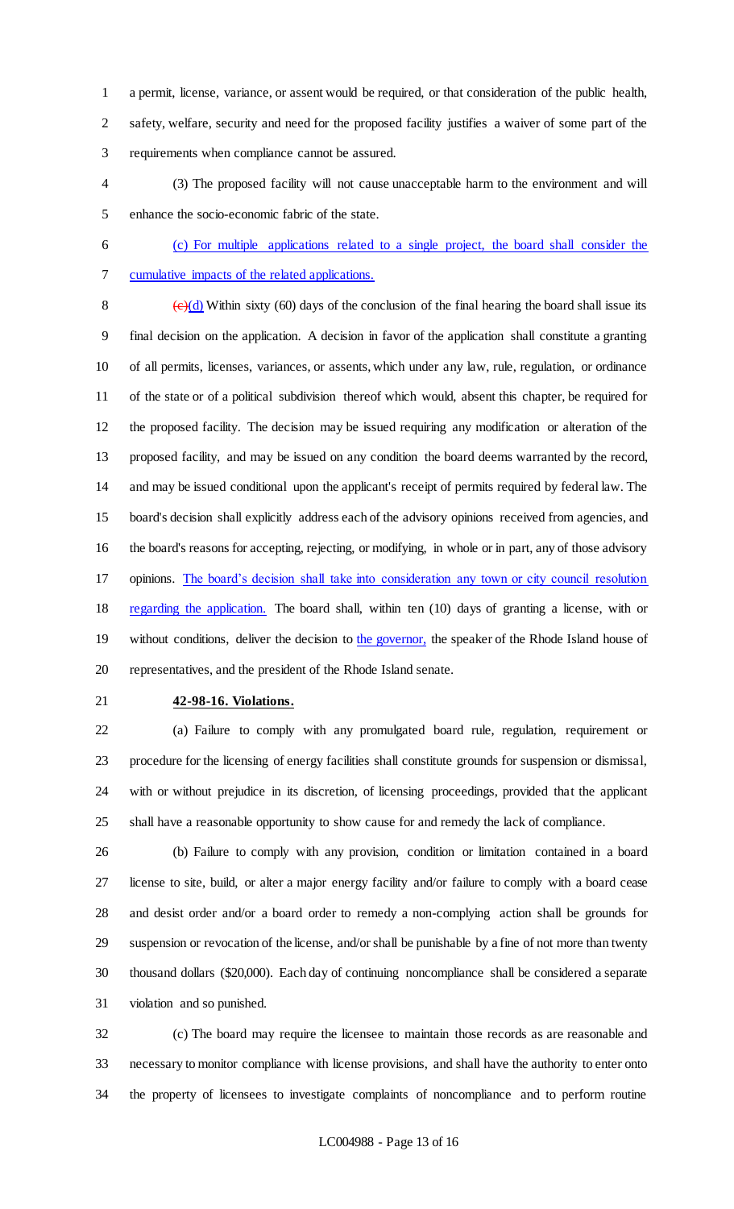a permit, license, variance, or assent would be required, or that consideration of the public health, safety, welfare, security and need for the proposed facility justifies a waiver of some part of the requirements when compliance cannot be assured.

(3) The proposed facility will not cause unacceptable harm to the environment and will enhance the socio-economic fabric of the state.

(c) For multiple applications related to a single project, the board shall consider the cumulative impacts of the related applications.

~~(c)~~(d) Within sixty (60) days of the conclusion of the final hearing the board shall issue its final decision on the application. A decision in favor of the application shall constitute a granting of all permits, licenses, variances, or assents, which under any law, rule, regulation, or ordinance of the state or of a political subdivision thereof which would, absent this chapter, be required for the proposed facility. The decision may be issued requiring any modification or alteration of the proposed facility, and may be issued on any condition the board deems warranted by the record, and may be issued conditional upon the applicant's receipt of permits required by federal law. The board's decision shall explicitly address each of the advisory opinions received from agencies, and the board's reasons for accepting, rejecting, or modifying, in whole or in part, any of those advisory opinions. The board's decision shall take into consideration any town or city council resolution regarding the application. The board shall, within ten (10) days of granting a license, with or without conditions, deliver the decision to the governor, the speaker of the Rhode Island house of representatives, and the president of the Rhode Island senate.

**42-98-16. Violations.**

(a) Failure to comply with any promulgated board rule, regulation, requirement or procedure for the licensing of energy facilities shall constitute grounds for suspension or dismissal, with or without prejudice in its discretion, of licensing proceedings, provided that the applicant shall have a reasonable opportunity to show cause for and remedy the lack of compliance.

(b) Failure to comply with any provision, condition or limitation contained in a board license to site, build, or alter a major energy facility and/or failure to comply with a board cease and desist order and/or a board order to remedy a non-complying action shall be grounds for suspension or revocation of the license, and/or shall be punishable by a fine of not more than twenty thousand dollars ($20,000). Each day of continuing noncompliance shall be considered a separate violation and so punished.

(c) The board may require the licensee to maintain those records as are reasonable and necessary to monitor compliance with license provisions, and shall have the authority to enter onto the property of licensees to investigate complaints of noncompliance and to perform routine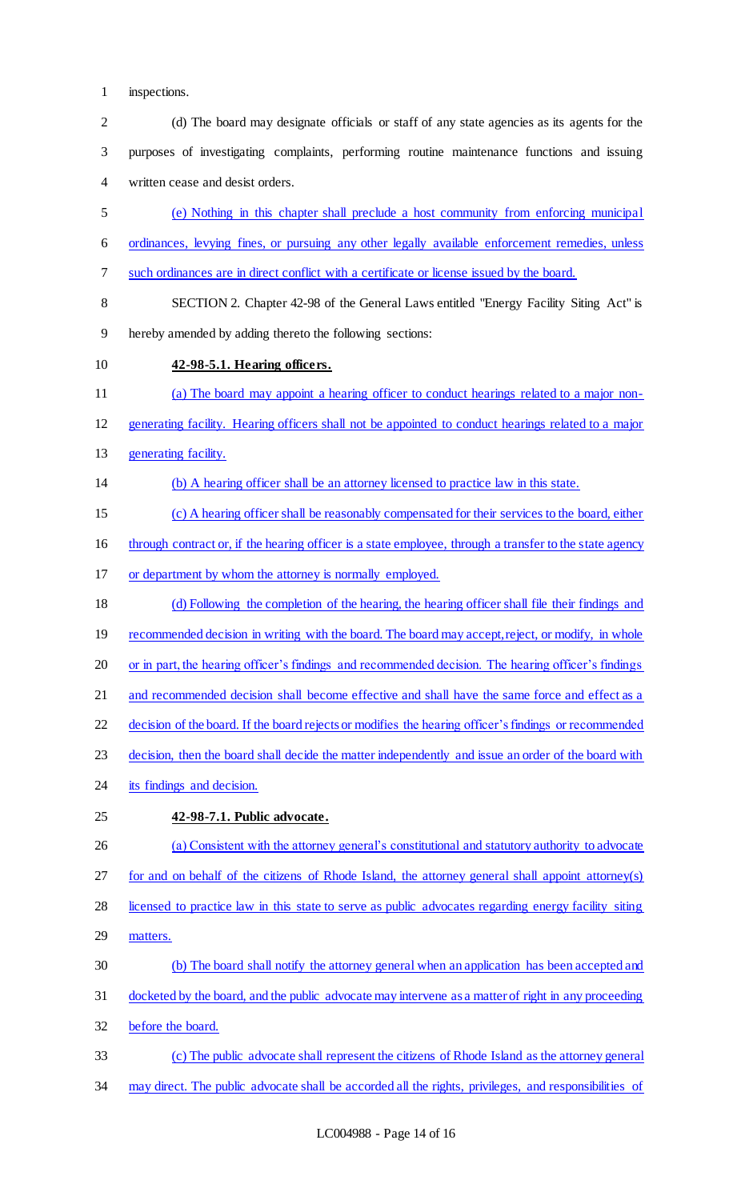inspections.

(d) The board may designate officials or staff of any state agencies as its agents for the purposes of investigating complaints, performing routine maintenance functions and issuing written cease and desist orders.

(e) Nothing in this chapter shall preclude a host community from enforcing municipal ordinances, levying fines, or pursuing any other legally available enforcement remedies, unless such ordinances are in direct conflict with a certificate or license issued by the board.

SECTION 2. Chapter 42-98 of the General Laws entitled "Energy Facility Siting Act" is hereby amended by adding thereto the following sections:

**42-98-5.1. Hearing officers.**

(a) The board may appoint a hearing officer to conduct hearings related to a major non-generating facility. Hearing officers shall not be appointed to conduct hearings related to a major generating facility.

(b) A hearing officer shall be an attorney licensed to practice law in this state.

(c) A hearing officer shall be reasonably compensated for their services to the board, either through contract or, if the hearing officer is a state employee, through a transfer to the state agency or department by whom the attorney is normally employed.

(d) Following the completion of the hearing, the hearing officer shall file their findings and recommended decision in writing with the board. The board may accept, reject, or modify, in whole or in part, the hearing officer's findings and recommended decision. The hearing officer's findings and recommended decision shall become effective and shall have the same force and effect as a decision of the board. If the board rejects or modifies the hearing officer's findings or recommended decision, then the board shall decide the matter independently and issue an order of the board with its findings and decision.

**42-98-7.1. Public advocate.**

(a) Consistent with the attorney general's constitutional and statutory authority to advocate for and on behalf of the citizens of Rhode Island, the attorney general shall appoint attorney(s) licensed to practice law in this state to serve as public advocates regarding energy facility siting matters.

(b) The board shall notify the attorney general when an application has been accepted and docketed by the board, and the public advocate may intervene as a matter of right in any proceeding before the board.

(c) The public advocate shall represent the citizens of Rhode Island as the attorney general may direct. The public advocate shall be accorded all the rights, privileges, and responsibilities of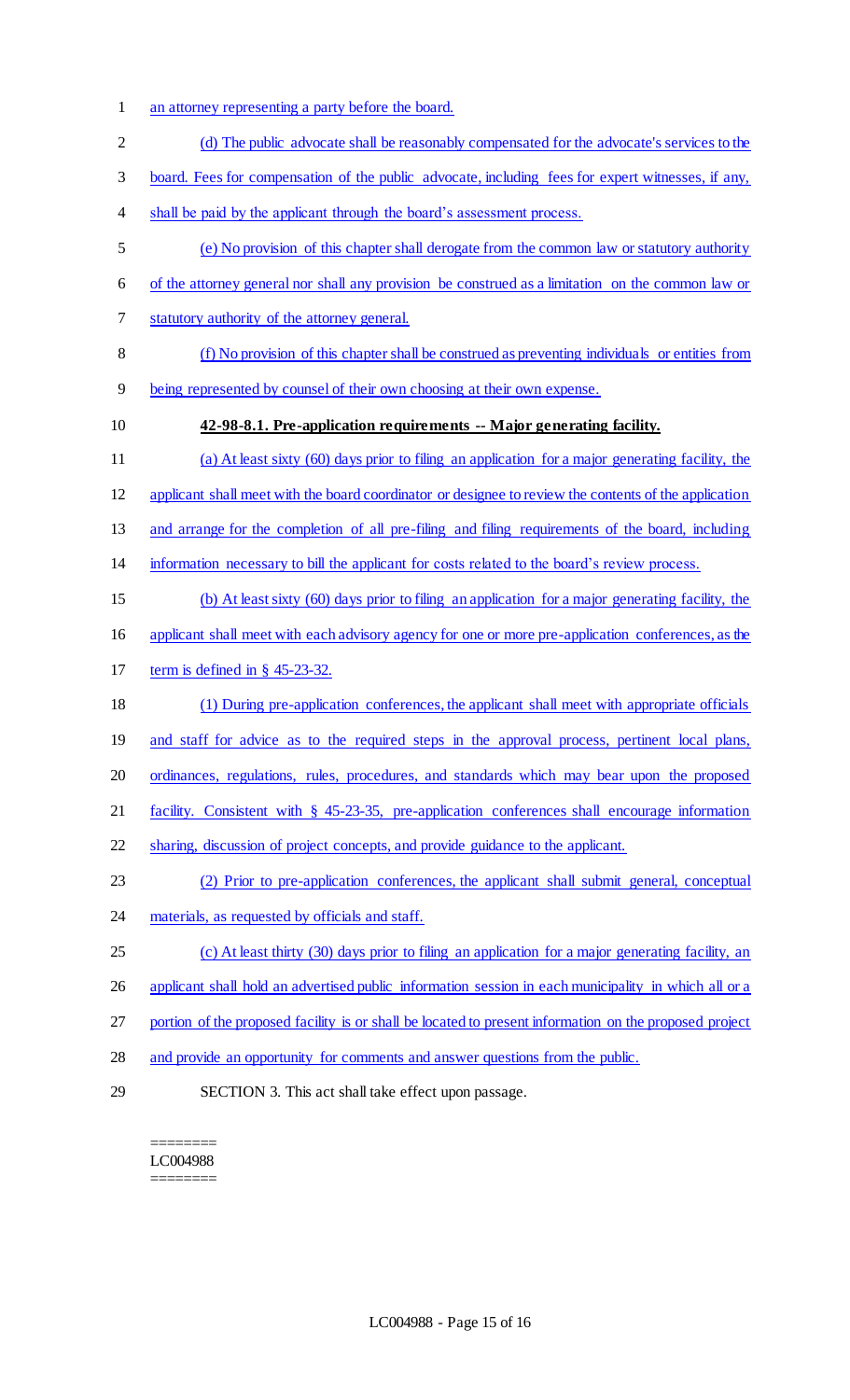an attorney representing a party before the board.

(d) The public advocate shall be reasonably compensated for the advocate's services to the board. Fees for compensation of the public advocate, including fees for expert witnesses, if any, shall be paid by the applicant through the board's assessment process.

(e) No provision of this chapter shall derogate from the common law or statutory authority of the attorney general nor shall any provision be construed as a limitation on the common law or statutory authority of the attorney general.

(f) No provision of this chapter shall be construed as preventing individuals or entities from being represented by counsel of their own choosing at their own expense.

**42-98-8.1. Pre-application requirements -- Major generating facility.**

(a) At least sixty (60) days prior to filing an application for a major generating facility, the applicant shall meet with the board coordinator or designee to review the contents of the application and arrange for the completion of all pre-filing and filing requirements of the board, including information necessary to bill the applicant for costs related to the board's review process.

(b) At least sixty (60) days prior to filing an application for a major generating facility, the applicant shall meet with each advisory agency for one or more pre-application conferences, as the term is defined in § 45-23-32.

(1) During pre-application conferences, the applicant shall meet with appropriate officials and staff for advice as to the required steps in the approval process, pertinent local plans, ordinances, regulations, rules, procedures, and standards which may bear upon the proposed facility. Consistent with § 45-23-35, pre-application conferences shall encourage information sharing, discussion of project concepts, and provide guidance to the applicant.

(2) Prior to pre-application conferences, the applicant shall submit general, conceptual materials, as requested by officials and staff.

(c) At least thirty (30) days prior to filing an application for a major generating facility, an applicant shall hold an advertised public information session in each municipality in which all or a portion of the proposed facility is or shall be located to present information on the proposed project and provide an opportunity for comments and answer questions from the public.

SECTION 3. This act shall take effect upon passage.

========
LC004988
========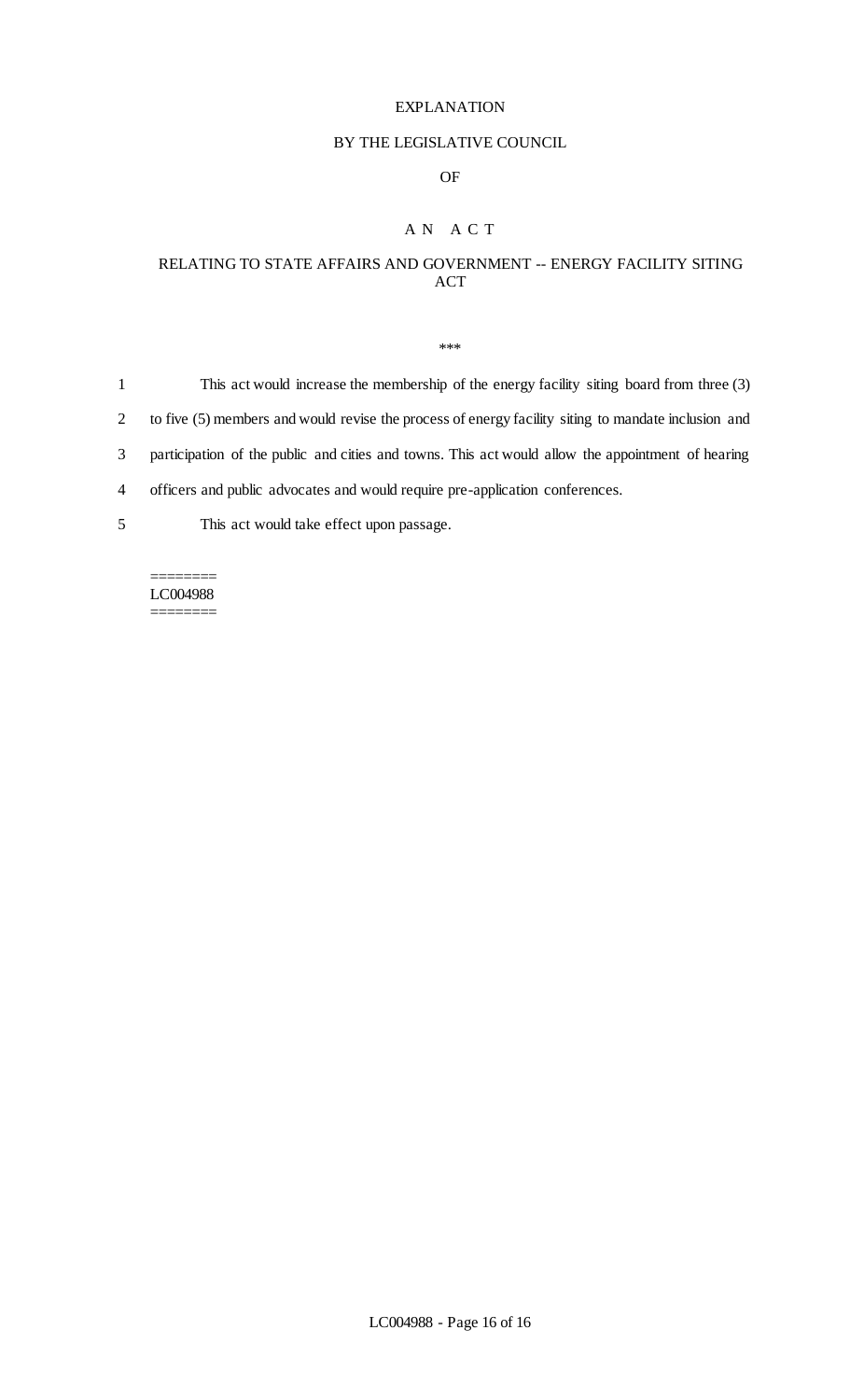EXPLANATION

BY THE LEGISLATIVE COUNCIL

OF

# A N A C T

## RELATING TO STATE AFFAIRS AND GOVERNMENT -- ENERGY FACILITY SITING ACT

\*\*\*

This act would increase the membership of the energy facility siting board from three (3) to five (5) members and would revise the process of energy facility siting to mandate inclusion and participation of the public and cities and towns. This act would allow the appointment of hearing officers and public advocates and would require pre-application conferences.

This act would take effect upon passage.

========
LC004988
========